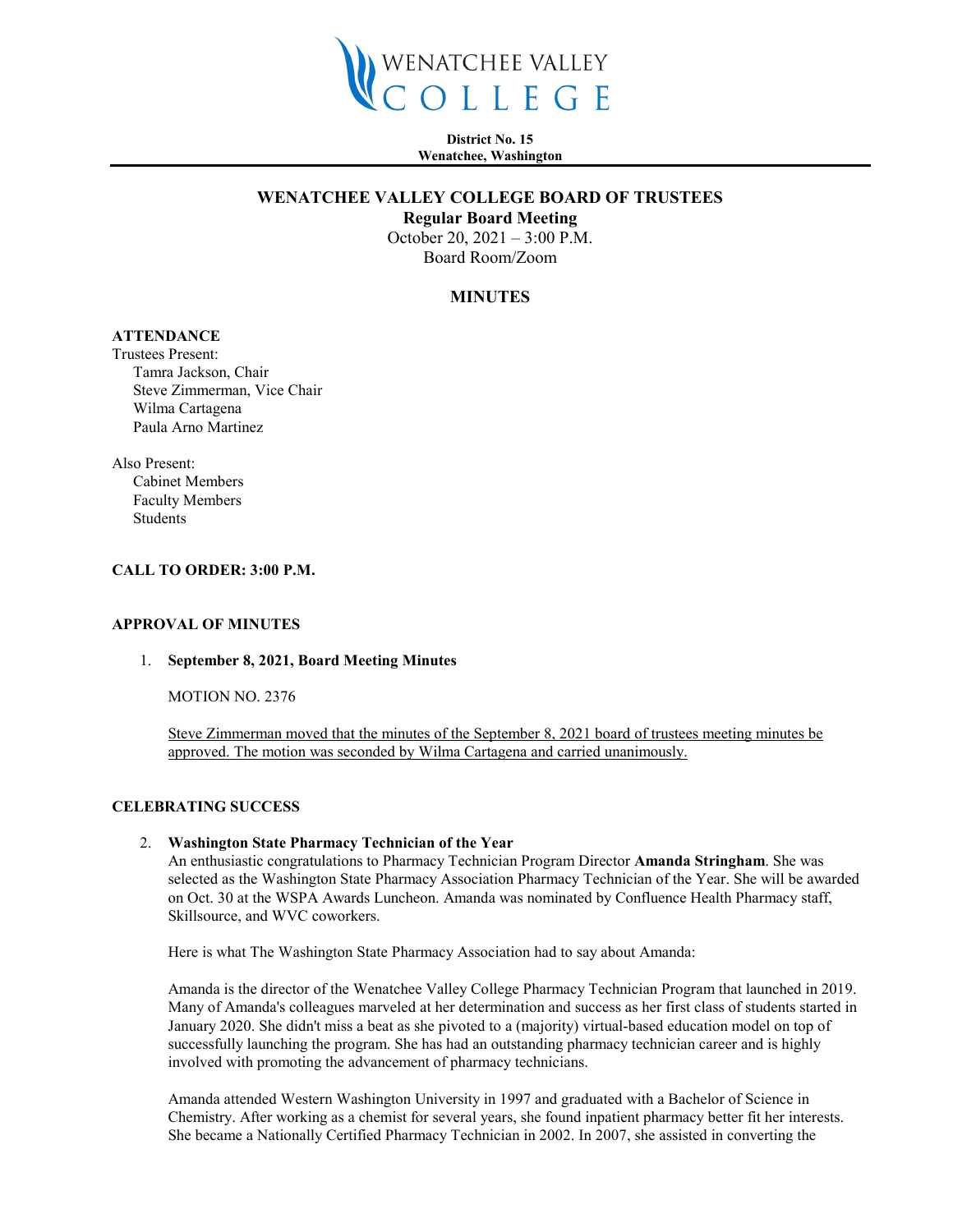WENATCHEE VALLEY COLLEGE

**District No. 15**
**Wenatchee, Washington**

# WENATCHEE VALLEY COLLEGE BOARD OF TRUSTEES

**Regular Board Meeting**
October 20, 2021 – 3:00 P.M.
Board Room/Zoom

## MINUTES

**ATTENDANCE**

Trustees Present:
- Tamra Jackson, Chair
- Steve Zimmerman, Vice Chair
- Wilma Cartagena
- Paula Arno Martinez

Also Present:
- Cabinet Members
- Faculty Members
- Students

**CALL TO ORDER: 3:00 P.M.**

**APPROVAL OF MINUTES**

1. **September 8, 2021, Board Meeting Minutes**

   MOTION NO. 2376

   Steve Zimmerman moved that the minutes of the September 8, 2021 board of trustees meeting minutes be approved. The motion was seconded by Wilma Cartagena and carried unanimously.

**CELEBRATING SUCCESS**

2. **Washington State Pharmacy Technician of the Year**
   An enthusiastic congratulations to Pharmacy Technician Program Director **Amanda Stringham**. She was selected as the Washington State Pharmacy Association Pharmacy Technician of the Year. She will be awarded on Oct. 30 at the WSPA Awards Luncheon. Amanda was nominated by Confluence Health Pharmacy staff, Skillsource, and WVC coworkers.

   Here is what The Washington State Pharmacy Association had to say about Amanda:

   Amanda is the director of the Wenatchee Valley College Pharmacy Technician Program that launched in 2019. Many of Amanda's colleagues marveled at her determination and success as her first class of students started in January 2020. She didn't miss a beat as she pivoted to a (majority) virtual-based education model on top of successfully launching the program. She has had an outstanding pharmacy technician career and is highly involved with promoting the advancement of pharmacy technicians.

   Amanda attended Western Washington University in 1997 and graduated with a Bachelor of Science in Chemistry. After working as a chemist for several years, she found inpatient pharmacy better fit her interests. She became a Nationally Certified Pharmacy Technician in 2002. In 2007, she assisted in converting the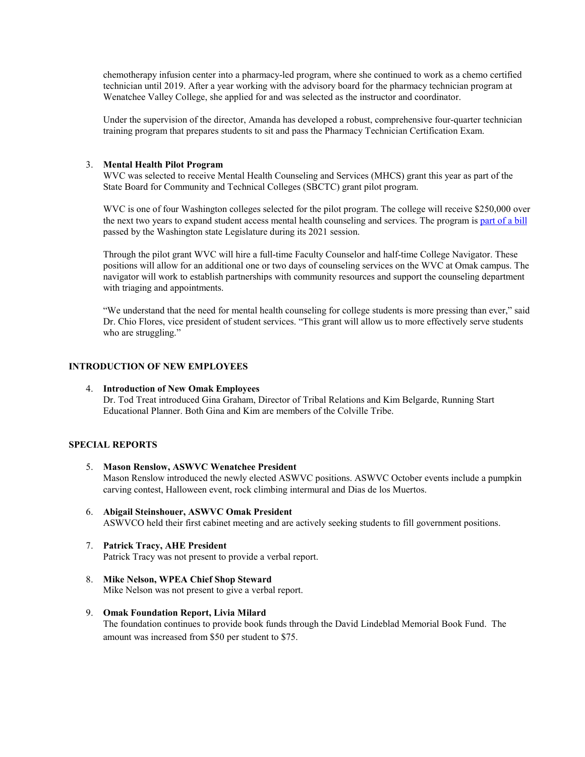chemotherapy infusion center into a pharmacy-led program, where she continued to work as a chemo certified technician until 2019. After a year working with the advisory board for the pharmacy technician program at Wenatchee Valley College, she applied for and was selected as the instructor and coordinator.

Under the supervision of the director, Amanda has developed a robust, comprehensive four-quarter technician training program that prepares students to sit and pass the Pharmacy Technician Certification Exam.

3. **Mental Health Pilot Program**
   WVC was selected to receive Mental Health Counseling and Services (MHCS) grant this year as part of the State Board for Community and Technical Colleges (SBCTC) grant pilot program.

   WVC is one of four Washington colleges selected for the pilot program. The college will receive $250,000 over the next two years to expand student access mental health counseling and services. The program is part of a bill passed by the Washington state Legislature during its 2021 session.

   Through the pilot grant WVC will hire a full-time Faculty Counselor and half-time College Navigator. These positions will allow for an additional one or two days of counseling services on the WVC at Omak campus. The navigator will work to establish partnerships with community resources and support the counseling department with triaging and appointments.

   "We understand that the need for mental health counseling for college students is more pressing than ever," said Dr. Chio Flores, vice president of student services. "This grant will allow us to more effectively serve students who are struggling."

## INTRODUCTION OF NEW EMPLOYEES

4. **Introduction of New Omak Employees**
   Dr. Tod Treat introduced Gina Graham, Director of Tribal Relations and Kim Belgarde, Running Start Educational Planner. Both Gina and Kim are members of the Colville Tribe.

## SPECIAL REPORTS

5. **Mason Renslow, ASWVC Wenatchee President**
   Mason Renslow introduced the newly elected ASWVC positions. ASWVC October events include a pumpkin carving contest, Halloween event, rock climbing intermural and Dias de los Muertos.

6. **Abigail Steinshouer, ASWVC Omak President**
   ASWVCO held their first cabinet meeting and are actively seeking students to fill government positions.

7. **Patrick Tracy, AHE President**
   Patrick Tracy was not present to provide a verbal report.

8. **Mike Nelson, WPEA Chief Shop Steward**
   Mike Nelson was not present to give a verbal report.

9. **Omak Foundation Report, Livia Milard**
   The foundation continues to provide book funds through the David Lindeblad Memorial Book Fund. The amount was increased from $50 per student to $75.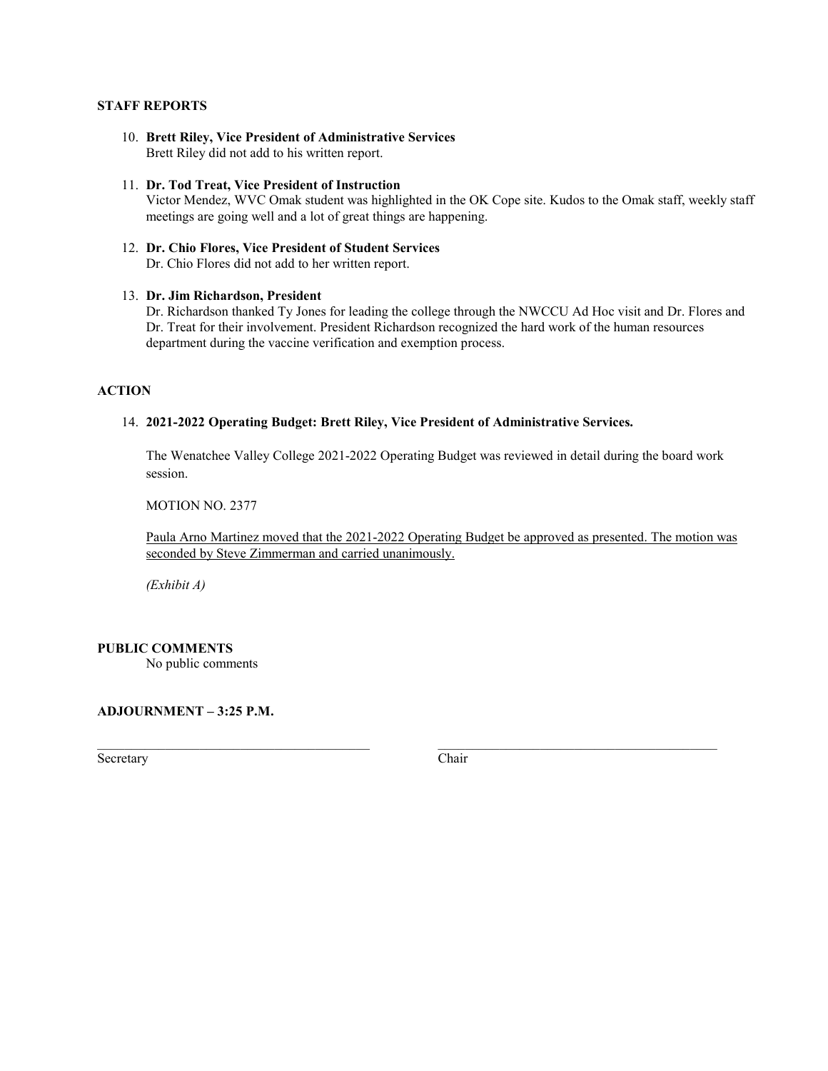## STAFF REPORTS

10. **Brett Riley, Vice President of Administrative Services**
    Brett Riley did not add to his written report.

11. **Dr. Tod Treat, Vice President of Instruction**
    Victor Mendez, WVC Omak student was highlighted in the OK Cope site. Kudos to the Omak staff, weekly staff meetings are going well and a lot of great things are happening.

12. **Dr. Chio Flores, Vice President of Student Services**
    Dr. Chio Flores did not add to her written report.

13. **Dr. Jim Richardson, President**
    Dr. Richardson thanked Ty Jones for leading the college through the NWCCU Ad Hoc visit and Dr. Flores and Dr. Treat for their involvement. President Richardson recognized the hard work of the human resources department during the vaccine verification and exemption process.

## ACTION

14. **2021-2022 Operating Budget: Brett Riley, Vice President of Administrative Services.**

    The Wenatchee Valley College 2021-2022 Operating Budget was reviewed in detail during the board work session.

    MOTION NO. 2377

    Paula Arno Martinez moved that the 2021-2022 Operating Budget be approved as presented. The motion was seconded by Steve Zimmerman and carried unanimously.

    *(Exhibit A)*

## PUBLIC COMMENTS

No public comments

## ADJOURNMENT – 3:25 P.M.

\_\_\_\_\_\_\_\_\_\_\_\_\_\_\_\_\_\_\_\_\_\_\_\_\_\_\_\_\_\_\_\_\_\_\_\_\_\_\_\_
Secretary

\_\_\_\_\_\_\_\_\_\_\_\_\_\_\_\_\_\_\_\_\_\_\_\_\_\_\_\_\_\_\_\_\_\_\_\_\_\_\_\_
Chair